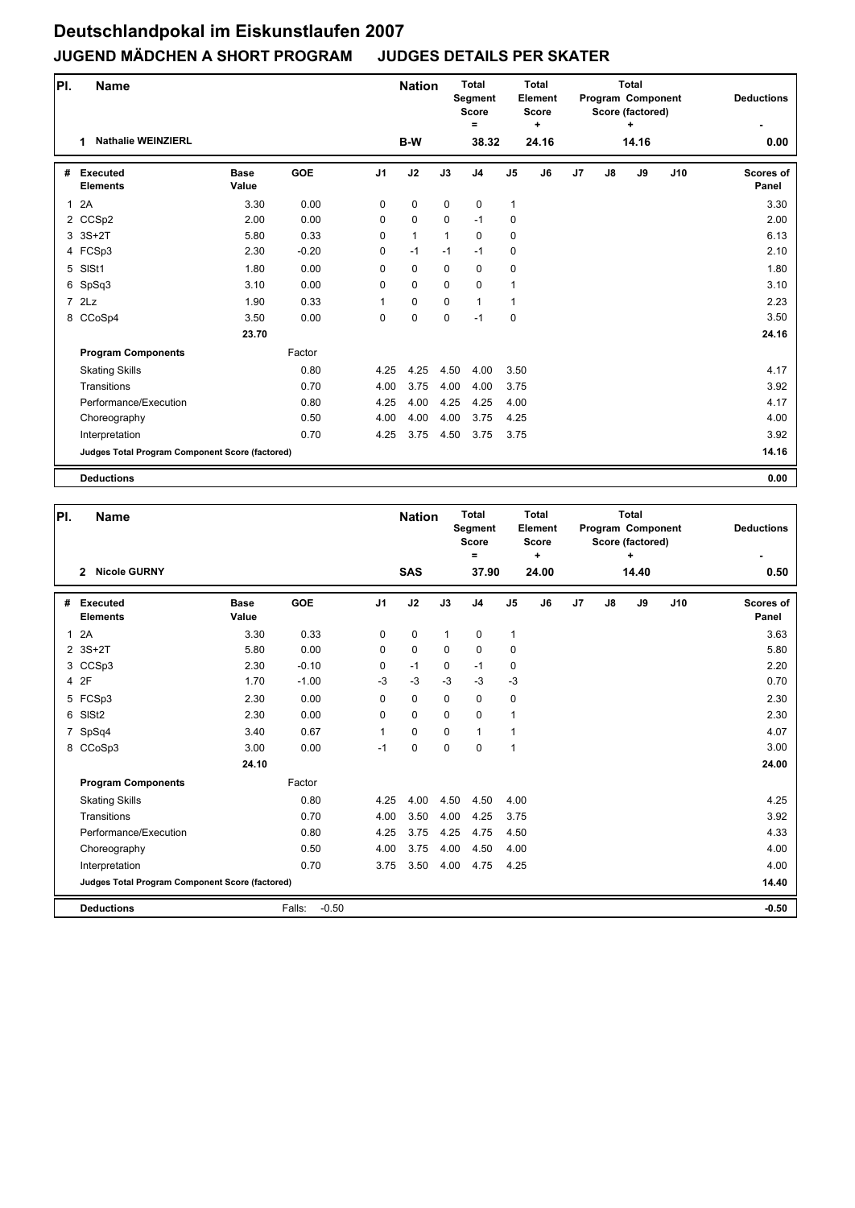# Deutschlandpokal im Eiskunstlaufen 2007

## JUGEND MÄDCHEN A SHORT PROGRAM JUDGES DETAILS PER SKATER

| Pl. | Name | Nation | Total Segment Score = | Total Element Score + | Total Program Component Score (factored) + | Deductions - |
|---|---|---|---|---|---|---|
| 1 | Nathalie WEINZIERL | B-W | 38.32 | 24.16 | 14.16 | 0.00 |

| # | Executed Elements | Base Value | GOE | J1 | J2 | J3 | J4 | J5 | J6 | J7 | J8 | J9 | J10 | Scores of Panel |
|---|---|---|---|---|---|---|---|---|---|---|---|---|---|---|
| 1 | 2A | 3.30 | 0.00 | 0 | 0 | 0 | 0 | 1 | | | | | | 3.30 |
| 2 | CCSp2 | 2.00 | 0.00 | 0 | 0 | 0 | -1 | 0 | | | | | | 2.00 |
| 3 | 3S+2T | 5.80 | 0.33 | 0 | 1 | 1 | 0 | 0 | | | | | | 6.13 |
| 4 | FCSp3 | 2.30 | -0.20 | 0 | -1 | -1 | -1 | 0 | | | | | | 2.10 |
| 5 | SlSt1 | 1.80 | 0.00 | 0 | 0 | 0 | 0 | 0 | | | | | | 1.80 |
| 6 | SpSq3 | 3.10 | 0.00 | 0 | 0 | 0 | 0 | 1 | | | | | | 3.10 |
| 7 | 2Lz | 1.90 | 0.33 | 1 | 0 | 0 | 1 | 1 | | | | | | 2.23 |
| 8 | CCoSp4 | 3.50 | 0.00 | 0 | 0 | 0 | -1 | 0 | | | | | | 3.50 |
| | | 23.70 | | | | | | | | | | | | 24.16 |
| | **Program Components** | | Factor | | | | | | | | | | | |
| | Skating Skills | | 0.80 | 4.25 | 4.25 | 4.50 | 4.00 | 3.50 | | | | | | 4.17 |
| | Transitions | | 0.70 | 4.00 | 3.75 | 4.00 | 4.00 | 3.75 | | | | | | 3.92 |
| | Performance/Execution | | 0.80 | 4.25 | 4.00 | 4.25 | 4.25 | 4.00 | | | | | | 4.17 |
| | Choreography | | 0.50 | 4.00 | 4.00 | 4.00 | 3.75 | 4.25 | | | | | | 4.00 |
| | Interpretation | | 0.70 | 4.25 | 3.75 | 4.50 | 3.75 | 3.75 | | | | | | 3.92 |
| | **Judges Total Program Component Score (factored)** | | | | | | | | | | | | | 14.16 |
| | **Deductions** | | | | | | | | | | | | | 0.00 |

| Pl. | Name | Nation | Total Segment Score = | Total Element Score + | Total Program Component Score (factored) + | Deductions - |
|---|---|---|---|---|---|---|
| 2 | Nicole GURNY | SAS | 37.90 | 24.00 | 14.40 | 0.50 |

| # | Executed Elements | Base Value | GOE | J1 | J2 | J3 | J4 | J5 | J6 | J7 | J8 | J9 | J10 | Scores of Panel |
|---|---|---|---|---|---|---|---|---|---|---|---|---|---|---|
| 1 | 2A | 3.30 | 0.33 | 0 | 0 | 1 | 0 | 1 | | | | | | 3.63 |
| 2 | 3S+2T | 5.80 | 0.00 | 0 | 0 | 0 | 0 | 0 | | | | | | 5.80 |
| 3 | CCSp3 | 2.30 | -0.10 | 0 | -1 | 0 | -1 | 0 | | | | | | 2.20 |
| 4 | 2F | 1.70 | -1.00 | -3 | -3 | -3 | -3 | -3 | | | | | | 0.70 |
| 5 | FCSp3 | 2.30 | 0.00 | 0 | 0 | 0 | 0 | 0 | | | | | | 2.30 |
| 6 | SlSt2 | 2.30 | 0.00 | 0 | 0 | 0 | 0 | 1 | | | | | | 2.30 |
| 7 | SpSq4 | 3.40 | 0.67 | 1 | 0 | 0 | 1 | 1 | | | | | | 4.07 |
| 8 | CCoSp3 | 3.00 | 0.00 | -1 | 0 | 0 | 0 | 1 | | | | | | 3.00 |
| | | 24.10 | | | | | | | | | | | | 24.00 |
| | **Program Components** | | Factor | | | | | | | | | | | |
| | Skating Skills | | 0.80 | 4.25 | 4.00 | 4.50 | 4.50 | 4.00 | | | | | | 4.25 |
| | Transitions | | 0.70 | 4.00 | 3.50 | 4.00 | 4.25 | 3.75 | | | | | | 3.92 |
| | Performance/Execution | | 0.80 | 4.25 | 3.75 | 4.25 | 4.75 | 4.50 | | | | | | 4.33 |
| | Choreography | | 0.50 | 4.00 | 3.75 | 4.00 | 4.50 | 4.00 | | | | | | 4.00 |
| | Interpretation | | 0.70 | 3.75 | 3.50 | 4.00 | 4.75 | 4.25 | | | | | | 4.00 |
| | **Judges Total Program Component Score (factored)** | | | | | | | | | | | | | 14.40 |
| | **Deductions** | | Falls: -0.50 | | | | | | | | | | | -0.50 |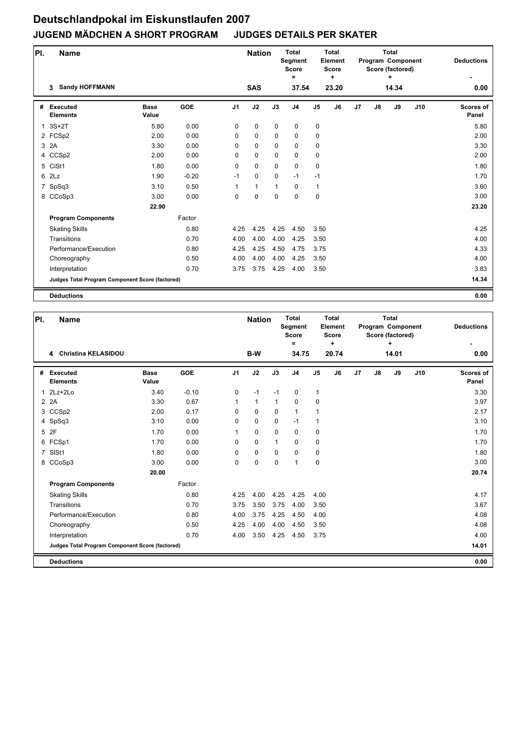# Deutschlandpokal im Eiskunstlaufen 2007

## JUGEND MÄDCHEN A SHORT PROGRAM JUDGES DETAILS PER SKATER

| Pl. | Name | Nation | Total Segment Score = | Total Element Score + | Total Program Component Score (factored) + | Deductions - |
|---|---|---|---|---|---|---|
| 3 | Sandy HOFFMANN | SAS | 37.54 | 23.20 | 14.34 | 0.00 |

| # | Executed Elements | Base Value | GOE | J1 | J2 | J3 | J4 | J5 | J6 | J7 | J8 | J9 | J10 | Scores of Panel |
|---|---|---|---|---|---|---|---|---|---|---|---|---|---|---|
| 1 | 3S+2T | 5.80 | 0.00 | 0 | 0 | 0 | 0 | 0 | | | | | | 5.80 |
| 2 | FCSp2 | 2.00 | 0.00 | 0 | 0 | 0 | 0 | 0 | | | | | | 2.00 |
| 3 | 2A | 3.30 | 0.00 | 0 | 0 | 0 | 0 | 0 | | | | | | 3.30 |
| 4 | CCSp2 | 2.00 | 0.00 | 0 | 0 | 0 | 0 | 0 | | | | | | 2.00 |
| 5 | CiSt1 | 1.80 | 0.00 | 0 | 0 | 0 | 0 | 0 | | | | | | 1.80 |
| 6 | 2Lz | 1.90 | -0.20 | -1 | 0 | 0 | -1 | -1 | | | | | | 1.70 |
| 7 | SpSq3 | 3.10 | 0.50 | 1 | 1 | 1 | 0 | 1 | | | | | | 3.60 |
| 8 | CCoSp3 | 3.00 | 0.00 | 0 | 0 | 0 | 0 | 0 | | | | | | 3.00 |
| | | 22.90 | | | | | | | | | | | | 23.20 |
| | **Program Components** | | Factor | | | | | | | | | | | |
| | Skating Skills | | 0.80 | 4.25 | 4.25 | 4.25 | 4.50 | 3.50 | | | | | | 4.25 |
| | Transitions | | 0.70 | 4.00 | 4.00 | 4.00 | 4.25 | 3.50 | | | | | | 4.00 |
| | Performance/Execution | | 0.80 | 4.25 | 4.25 | 4.50 | 4.75 | 3.75 | | | | | | 4.33 |
| | Choreography | | 0.50 | 4.00 | 4.00 | 4.00 | 4.25 | 3.50 | | | | | | 4.00 |
| | Interpretation | | 0.70 | 3.75 | 3.75 | 4.25 | 4.00 | 3.50 | | | | | | 3.83 |
| | **Judges Total Program Component Score (factored)** | | | | | | | | | | | | | 14.34 |
| | **Deductions** | | | | | | | | | | | | | 0.00 |

| Pl. | Name | Nation | Total Segment Score = | Total Element Score + | Total Program Component Score (factored) + | Deductions - |
|---|---|---|---|---|---|---|
| 4 | Christina KELASIDOU | B-W | 34.75 | 20.74 | 14.01 | 0.00 |

| # | Executed Elements | Base Value | GOE | J1 | J2 | J3 | J4 | J5 | J6 | J7 | J8 | J9 | J10 | Scores of Panel |
|---|---|---|---|---|---|---|---|---|---|---|---|---|---|---|
| 1 | 2Lz+2Lo | 3.40 | -0.10 | 0 | -1 | -1 | 0 | 1 | | | | | | 3.30 |
| 2 | 2A | 3.30 | 0.67 | 1 | 1 | 1 | 0 | 0 | | | | | | 3.97 |
| 3 | CCSp2 | 2.00 | 0.17 | 0 | 0 | 0 | 1 | 1 | | | | | | 2.17 |
| 4 | SpSq3 | 3.10 | 0.00 | 0 | 0 | 0 | -1 | 1 | | | | | | 3.10 |
| 5 | 2F | 1.70 | 0.00 | 1 | 0 | 0 | 0 | 0 | | | | | | 1.70 |
| 6 | FCSp1 | 1.70 | 0.00 | 0 | 0 | 1 | 0 | 0 | | | | | | 1.70 |
| 7 | SlSt1 | 1.80 | 0.00 | 0 | 0 | 0 | 0 | 0 | | | | | | 1.80 |
| 8 | CCoSp3 | 3.00 | 0.00 | 0 | 0 | 0 | 1 | 0 | | | | | | 3.00 |
| | | 20.00 | | | | | | | | | | | | 20.74 |
| | **Program Components** | | Factor | | | | | | | | | | | |
| | Skating Skills | | 0.80 | 4.25 | 4.00 | 4.25 | 4.25 | 4.00 | | | | | | 4.17 |
| | Transitions | | 0.70 | 3.75 | 3.50 | 3.75 | 4.00 | 3.50 | | | | | | 3.67 |
| | Performance/Execution | | 0.80 | 4.00 | 3.75 | 4.25 | 4.50 | 4.00 | | | | | | 4.08 |
| | Choreography | | 0.50 | 4.25 | 4.00 | 4.00 | 4.50 | 3.50 | | | | | | 4.08 |
| | Interpretation | | 0.70 | 4.00 | 3.50 | 4.25 | 4.50 | 3.75 | | | | | | 4.00 |
| | **Judges Total Program Component Score (factored)** | | | | | | | | | | | | | 14.01 |
| | **Deductions** | | | | | | | | | | | | | 0.00 |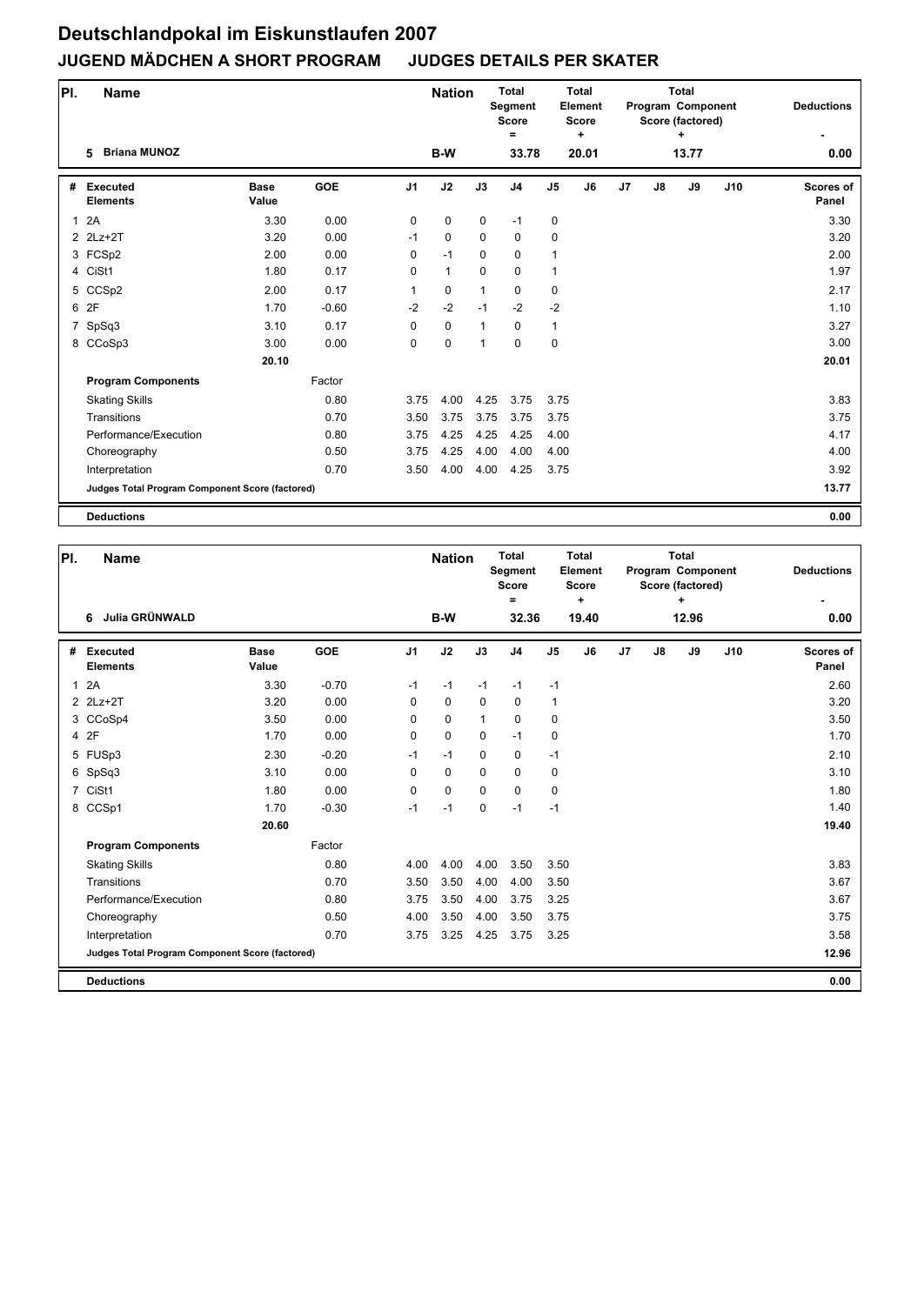# Deutschlandpokal im Eiskunstlaufen 2007

## JUGEND MÄDCHEN A SHORT PROGRAM JUDGES DETAILS PER SKATER

| Pl. | Name | Nation | Total Segment Score = | Total Element Score + | Total Program Component Score (factored) + | Deductions - |
|---|---|---|---|---|---|---|
| 5 | Briana MUNOZ | B-W | 33.78 | 20.01 | 13.77 | 0.00 |

| # | Executed Elements | Base Value | GOE | J1 | J2 | J3 | J4 | J5 | J6 | J7 | J8 | J9 | J10 | Scores of Panel |
|---|---|---|---|---|---|---|---|---|---|---|---|---|---|---|
| 1 | 2A | 3.30 | 0.00 | 0 | 0 | 0 | -1 | 0 | | | | | | 3.30 |
| 2 | 2Lz+2T | 3.20 | 0.00 | -1 | 0 | 0 | 0 | 0 | | | | | | 3.20 |
| 3 | FCSp2 | 2.00 | 0.00 | 0 | -1 | 0 | 0 | 1 | | | | | | 2.00 |
| 4 | CiSt1 | 1.80 | 0.17 | 0 | 1 | 0 | 0 | 1 | | | | | | 1.97 |
| 5 | CCSp2 | 2.00 | 0.17 | 1 | 0 | 1 | 0 | 0 | | | | | | 2.17 |
| 6 | 2F | 1.70 | -0.60 | -2 | -2 | -1 | -2 | -2 | | | | | | 1.10 |
| 7 | SpSq3 | 3.10 | 0.17 | 0 | 0 | 1 | 0 | 1 | | | | | | 3.27 |
| 8 | CCoSp3 | 3.00 | 0.00 | 0 | 0 | 1 | 0 | 0 | | | | | | 3.00 |
| | | 20.10 | | | | | | | | | | | | 20.01 |
| | **Program Components** | | Factor | | | | | | | | | | | |
| | Skating Skills | | 0.80 | 3.75 | 4.00 | 4.25 | 3.75 | 3.75 | | | | | | 3.83 |
| | Transitions | | 0.70 | 3.50 | 3.75 | 3.75 | 3.75 | 3.75 | | | | | | 3.75 |
| | Performance/Execution | | 0.80 | 3.75 | 4.25 | 4.25 | 4.25 | 4.00 | | | | | | 4.17 |
| | Choreography | | 0.50 | 3.75 | 4.25 | 4.00 | 4.00 | 4.00 | | | | | | 4.00 |
| | Interpretation | | 0.70 | 3.50 | 4.00 | 4.00 | 4.25 | 3.75 | | | | | | 3.92 |
| | **Judges Total Program Component Score (factored)** | | | | | | | | | | | | | 13.77 |
| | **Deductions** | | | | | | | | | | | | | 0.00 |

| Pl. | Name | Nation | Total Segment Score = | Total Element Score + | Total Program Component Score (factored) + | Deductions - |
|---|---|---|---|---|---|---|
| 6 | Julia GRÜNWALD | B-W | 32.36 | 19.40 | 12.96 | 0.00 |

| # | Executed Elements | Base Value | GOE | J1 | J2 | J3 | J4 | J5 | J6 | J7 | J8 | J9 | J10 | Scores of Panel |
|---|---|---|---|---|---|---|---|---|---|---|---|---|---|---|
| 1 | 2A | 3.30 | -0.70 | -1 | -1 | -1 | -1 | -1 | | | | | | 2.60 |
| 2 | 2Lz+2T | 3.20 | 0.00 | 0 | 0 | 0 | 0 | 1 | | | | | | 3.20 |
| 3 | CCoSp4 | 3.50 | 0.00 | 0 | 0 | 1 | 0 | 0 | | | | | | 3.50 |
| 4 | 2F | 1.70 | 0.00 | 0 | 0 | 0 | -1 | 0 | | | | | | 1.70 |
| 5 | FUSp3 | 2.30 | -0.20 | -1 | -1 | 0 | 0 | -1 | | | | | | 2.10 |
| 6 | SpSq3 | 3.10 | 0.00 | 0 | 0 | 0 | 0 | 0 | | | | | | 3.10 |
| 7 | CiSt1 | 1.80 | 0.00 | 0 | 0 | 0 | 0 | 0 | | | | | | 1.80 |
| 8 | CCSp1 | 1.70 | -0.30 | -1 | -1 | 0 | -1 | -1 | | | | | | 1.40 |
| | | 20.60 | | | | | | | | | | | | 19.40 |
| | **Program Components** | | Factor | | | | | | | | | | | |
| | Skating Skills | | 0.80 | 4.00 | 4.00 | 4.00 | 3.50 | 3.50 | | | | | | 3.83 |
| | Transitions | | 0.70 | 3.50 | 3.50 | 4.00 | 4.00 | 3.50 | | | | | | 3.67 |
| | Performance/Execution | | 0.80 | 3.75 | 3.50 | 4.00 | 3.75 | 3.25 | | | | | | 3.67 |
| | Choreography | | 0.50 | 4.00 | 3.50 | 4.00 | 3.50 | 3.75 | | | | | | 3.75 |
| | Interpretation | | 0.70 | 3.75 | 3.25 | 4.25 | 3.75 | 3.25 | | | | | | 3.58 |
| | **Judges Total Program Component Score (factored)** | | | | | | | | | | | | | 12.96 |
| | **Deductions** | | | | | | | | | | | | | 0.00 |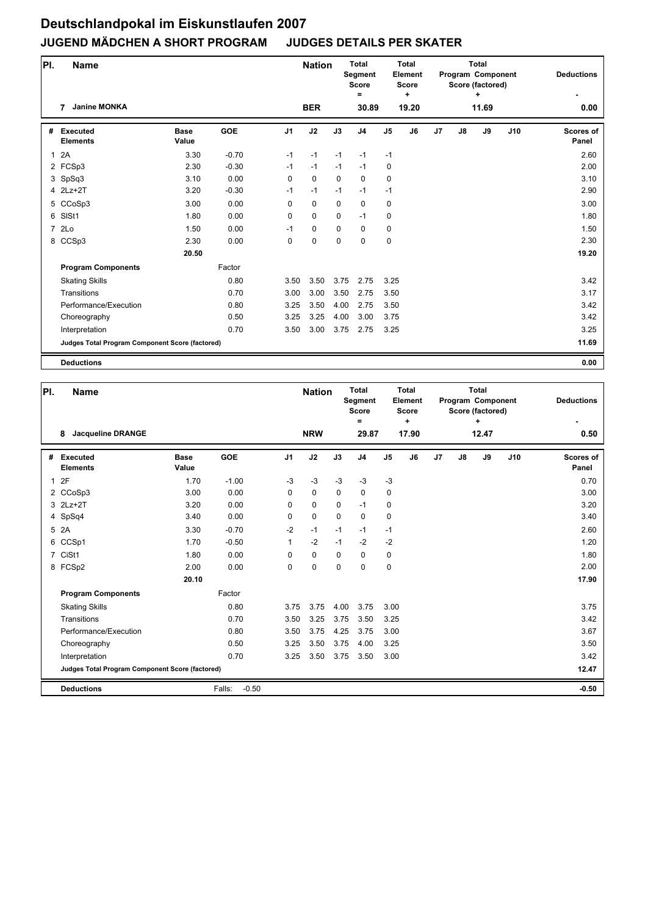# Deutschlandpokal im Eiskunstlaufen 2007

## JUGEND MÄDCHEN A SHORT PROGRAM JUDGES DETAILS PER SKATER

| Pl. | Name | Nation | Total Segment Score = | Total Element Score + | Total Program Component Score (factored) + | Deductions - |
|---|---|---|---|---|---|---|
| 7 | Janine MONKA | BER | 30.89 | 19.20 | 11.69 | 0.00 |

| # | Executed Elements | Base Value | GOE | J1 | J2 | J3 | J4 | J5 | J6 | J7 | J8 | J9 | J10 | Scores of Panel |
|---|---|---|---|---|---|---|---|---|---|---|---|---|---|---|
| 1 | 2A | 3.30 | -0.70 | -1 | -1 | -1 | -1 | -1 | | | | | | 2.60 |
| 2 | FCSp3 | 2.30 | -0.30 | -1 | -1 | -1 | -1 | 0 | | | | | | 2.00 |
| 3 | SpSq3 | 3.10 | 0.00 | 0 | 0 | 0 | 0 | 0 | | | | | | 3.10 |
| 4 | 2Lz+2T | 3.20 | -0.30 | -1 | -1 | -1 | -1 | -1 | | | | | | 2.90 |
| 5 | CCoSp3 | 3.00 | 0.00 | 0 | 0 | 0 | 0 | 0 | | | | | | 3.00 |
| 6 | SlSt1 | 1.80 | 0.00 | 0 | 0 | 0 | -1 | 0 | | | | | | 1.80 |
| 7 | 2Lo | 1.50 | 0.00 | -1 | 0 | 0 | 0 | 0 | | | | | | 1.50 |
| 8 | CCSp3 | 2.30 | 0.00 | 0 | 0 | 0 | 0 | 0 | | | | | | 2.30 |
| | | 20.50 | | | | | | | | | | | | 19.20 |
| | **Program Components** | | Factor | | | | | | | | | | | |
| | Skating Skills | | 0.80 | 3.50 | 3.50 | 3.75 | 2.75 | 3.25 | | | | | | 3.42 |
| | Transitions | | 0.70 | 3.00 | 3.00 | 3.50 | 2.75 | 3.50 | | | | | | 3.17 |
| | Performance/Execution | | 0.80 | 3.25 | 3.50 | 4.00 | 2.75 | 3.50 | | | | | | 3.42 |
| | Choreography | | 0.50 | 3.25 | 3.25 | 4.00 | 3.00 | 3.75 | | | | | | 3.42 |
| | Interpretation | | 0.70 | 3.50 | 3.00 | 3.75 | 2.75 | 3.25 | | | | | | 3.25 |
| | **Judges Total Program Component Score (factored)** | | | | | | | | | | | | | 11.69 |
| | **Deductions** | | | | | | | | | | | | | 0.00 |

| Pl. | Name | Nation | Total Segment Score = | Total Element Score + | Total Program Component Score (factored) + | Deductions - |
|---|---|---|---|---|---|---|
| 8 | Jacqueline DRANGE | NRW | 29.87 | 17.90 | 12.47 | 0.50 |

| # | Executed Elements | Base Value | GOE | J1 | J2 | J3 | J4 | J5 | J6 | J7 | J8 | J9 | J10 | Scores of Panel |
|---|---|---|---|---|---|---|---|---|---|---|---|---|---|---|
| 1 | 2F | 1.70 | -1.00 | -3 | -3 | -3 | -3 | -3 | | | | | | 0.70 |
| 2 | CCoSp3 | 3.00 | 0.00 | 0 | 0 | 0 | 0 | 0 | | | | | | 3.00 |
| 3 | 2Lz+2T | 3.20 | 0.00 | 0 | 0 | 0 | -1 | 0 | | | | | | 3.20 |
| 4 | SpSq4 | 3.40 | 0.00 | 0 | 0 | 0 | 0 | 0 | | | | | | 3.40 |
| 5 | 2A | 3.30 | -0.70 | -2 | -1 | -1 | -1 | -1 | | | | | | 2.60 |
| 6 | CCSp1 | 1.70 | -0.50 | 1 | -2 | -1 | -2 | -2 | | | | | | 1.20 |
| 7 | CiSt1 | 1.80 | 0.00 | 0 | 0 | 0 | 0 | 0 | | | | | | 1.80 |
| 8 | FCSp2 | 2.00 | 0.00 | 0 | 0 | 0 | 0 | 0 | | | | | | 2.00 |
| | | 20.10 | | | | | | | | | | | | 17.90 |
| | **Program Components** | | Factor | | | | | | | | | | | |
| | Skating Skills | | 0.80 | 3.75 | 3.75 | 4.00 | 3.75 | 3.00 | | | | | | 3.75 |
| | Transitions | | 0.70 | 3.50 | 3.25 | 3.75 | 3.50 | 3.25 | | | | | | 3.42 |
| | Performance/Execution | | 0.80 | 3.50 | 3.75 | 4.25 | 3.75 | 3.00 | | | | | | 3.67 |
| | Choreography | | 0.50 | 3.25 | 3.50 | 3.75 | 4.00 | 3.25 | | | | | | 3.50 |
| | Interpretation | | 0.70 | 3.25 | 3.50 | 3.75 | 3.50 | 3.00 | | | | | | 3.42 |
| | **Judges Total Program Component Score (factored)** | | | | | | | | | | | | | 12.47 |
| | **Deductions** | | Falls: -0.50 | | | | | | | | | | | -0.50 |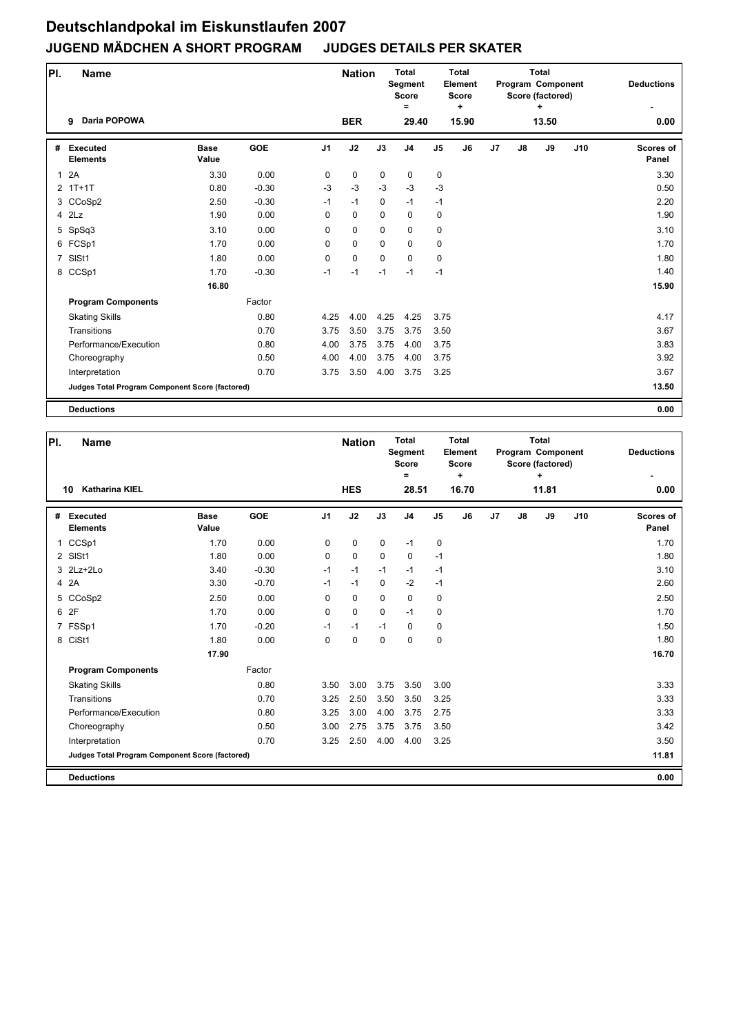# Deutschlandpokal im Eiskunstlaufen 2007

## JUGEND MÄDCHEN A SHORT PROGRAM JUDGES DETAILS PER SKATER

| Pl. | Name | Nation | Total Segment Score = | Total Element Score + | Total Program Component Score (factored) + | Deductions - |
|---|---|---|---|---|---|---|
| 9 | Daria POPOWA | BER | 29.40 | 15.90 | 13.50 | 0.00 |

| # | Executed Elements | Base Value | GOE | J1 | J2 | J3 | J4 | J5 | J6 | J7 | J8 | J9 | J10 | Scores of Panel |
|---|---|---|---|---|---|---|---|---|---|---|---|---|---|---|
| 1 | 2A | 3.30 | 0.00 | 0 | 0 | 0 | 0 | 0 | | | | | | 3.30 |
| 2 | 1T+1T | 0.80 | -0.30 | -3 | -3 | -3 | -3 | -3 | | | | | | 0.50 |
| 3 | CCoSp2 | 2.50 | -0.30 | -1 | -1 | 0 | -1 | -1 | | | | | | 2.20 |
| 4 | 2Lz | 1.90 | 0.00 | 0 | 0 | 0 | 0 | 0 | | | | | | 1.90 |
| 5 | SpSq3 | 3.10 | 0.00 | 0 | 0 | 0 | 0 | 0 | | | | | | 3.10 |
| 6 | FCSp1 | 1.70 | 0.00 | 0 | 0 | 0 | 0 | 0 | | | | | | 1.70 |
| 7 | SlSt1 | 1.80 | 0.00 | 0 | 0 | 0 | 0 | 0 | | | | | | 1.80 |
| 8 | CCSp1 | 1.70 | -0.30 | -1 | -1 | -1 | -1 | -1 | | | | | | 1.40 |
| | | 16.80 | | | | | | | | | | | | 15.90 |
| | **Program Components** | | Factor | | | | | | | | | | | |
| | Skating Skills | | 0.80 | 4.25 | 4.00 | 4.25 | 4.25 | 3.75 | | | | | | 4.17 |
| | Transitions | | 0.70 | 3.75 | 3.50 | 3.75 | 3.75 | 3.50 | | | | | | 3.67 |
| | Performance/Execution | | 0.80 | 4.00 | 3.75 | 3.75 | 4.00 | 3.75 | | | | | | 3.83 |
| | Choreography | | 0.50 | 4.00 | 4.00 | 3.75 | 4.00 | 3.75 | | | | | | 3.92 |
| | Interpretation | | 0.70 | 3.75 | 3.50 | 4.00 | 3.75 | 3.25 | | | | | | 3.67 |
| | **Judges Total Program Component Score (factored)** | | | | | | | | | | | | | 13.50 |
| | **Deductions** | | | | | | | | | | | | | 0.00 |

| Pl. | Name | Nation | Total Segment Score = | Total Element Score + | Total Program Component Score (factored) + | Deductions - |
|---|---|---|---|---|---|---|
| 10 | Katharina KIEL | HES | 28.51 | 16.70 | 11.81 | 0.00 |

| # | Executed Elements | Base Value | GOE | J1 | J2 | J3 | J4 | J5 | J6 | J7 | J8 | J9 | J10 | Scores of Panel |
|---|---|---|---|---|---|---|---|---|---|---|---|---|---|---|
| 1 | CCSp1 | 1.70 | 0.00 | 0 | 0 | 0 | -1 | 0 | | | | | | 1.70 |
| 2 | SlSt1 | 1.80 | 0.00 | 0 | 0 | 0 | 0 | -1 | | | | | | 1.80 |
| 3 | 2Lz+2Lo | 3.40 | -0.30 | -1 | -1 | -1 | -1 | -1 | | | | | | 3.10 |
| 4 | 2A | 3.30 | -0.70 | -1 | -1 | 0 | -2 | -1 | | | | | | 2.60 |
| 5 | CCoSp2 | 2.50 | 0.00 | 0 | 0 | 0 | 0 | 0 | | | | | | 2.50 |
| 6 | 2F | 1.70 | 0.00 | 0 | 0 | 0 | -1 | 0 | | | | | | 1.70 |
| 7 | FSSp1 | 1.70 | -0.20 | -1 | -1 | -1 | 0 | 0 | | | | | | 1.50 |
| 8 | CiSt1 | 1.80 | 0.00 | 0 | 0 | 0 | 0 | 0 | | | | | | 1.80 |
| | | 17.90 | | | | | | | | | | | | 16.70 |
| | **Program Components** | | Factor | | | | | | | | | | | |
| | Skating Skills | | 0.80 | 3.50 | 3.00 | 3.75 | 3.50 | 3.00 | | | | | | 3.33 |
| | Transitions | | 0.70 | 3.25 | 2.50 | 3.50 | 3.50 | 3.25 | | | | | | 3.33 |
| | Performance/Execution | | 0.80 | 3.25 | 3.00 | 4.00 | 3.75 | 2.75 | | | | | | 3.33 |
| | Choreography | | 0.50 | 3.00 | 2.75 | 3.75 | 3.75 | 3.50 | | | | | | 3.42 |
| | Interpretation | | 0.70 | 3.25 | 2.50 | 4.00 | 4.00 | 3.25 | | | | | | 3.50 |
| | **Judges Total Program Component Score (factored)** | | | | | | | | | | | | | 11.81 |
| | **Deductions** | | | | | | | | | | | | | 0.00 |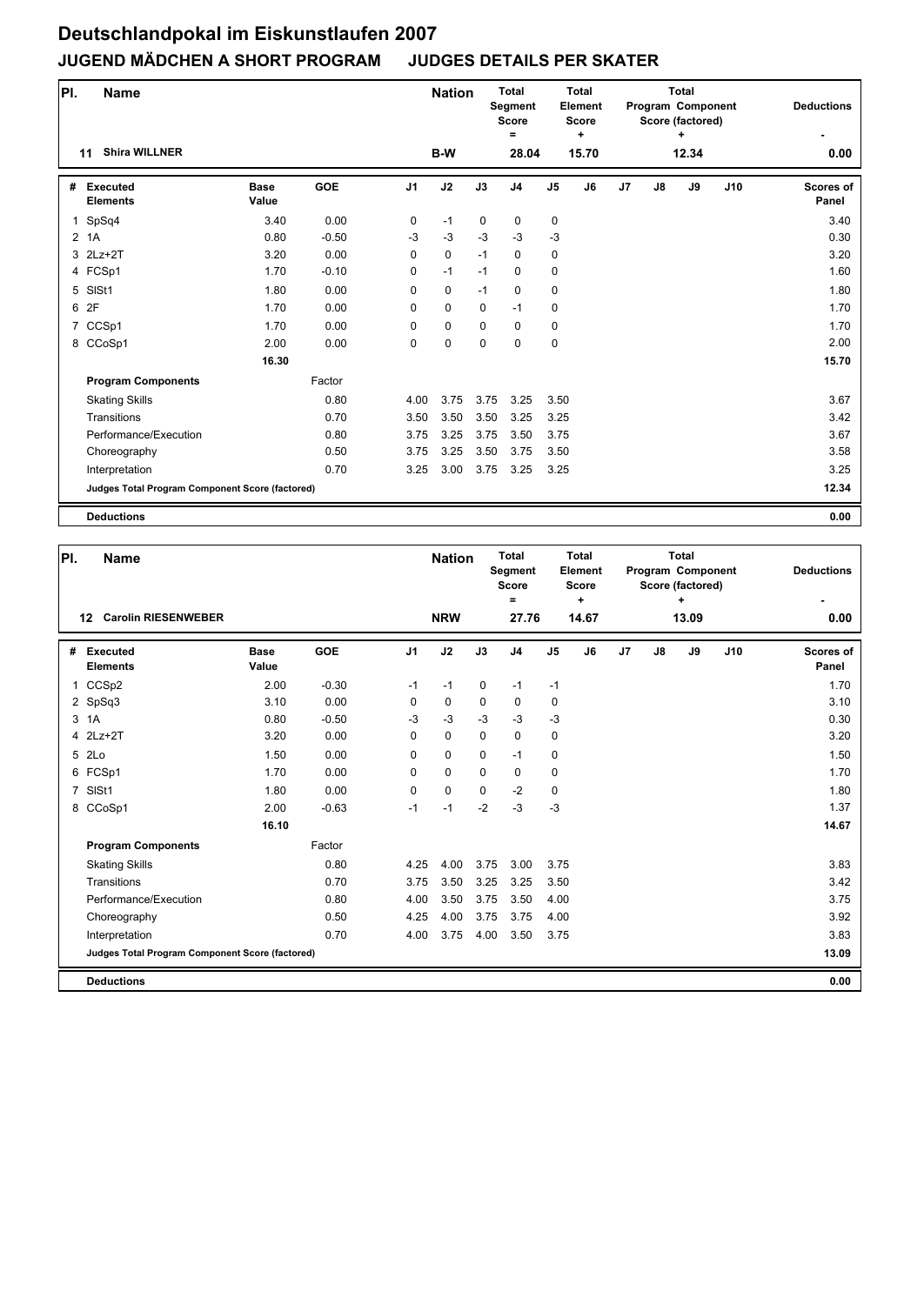# Deutschlandpokal im Eiskunstlaufen 2007

## JUGEND MÄDCHEN A SHORT PROGRAM     JUDGES DETAILS PER SKATER

| Pl. | Name | Nation | Total Segment Score = | Total Element Score + | Total Program Component Score (factored) + | Deductions - |
|---|---|---|---|---|---|---|
| 11 | Shira WILLNER | B-W | 28.04 | 15.70 | 12.34 | 0.00 |

| # | Executed Elements | Base Value | GOE | J1 | J2 | J3 | J4 | J5 | J6 | J7 | J8 | J9 | J10 | Scores of Panel |
|---|---|---|---|---|---|---|---|---|---|---|---|---|---|---|
| 1 | SpSq4 | 3.40 | 0.00 | 0 | -1 | 0 | 0 | 0 | | | | | | 3.40 |
| 2 | 1A | 0.80 | -0.50 | -3 | -3 | -3 | -3 | -3 | | | | | | 0.30 |
| 3 | 2Lz+2T | 3.20 | 0.00 | 0 | 0 | -1 | 0 | 0 | | | | | | 3.20 |
| 4 | FCSp1 | 1.70 | -0.10 | 0 | -1 | -1 | 0 | 0 | | | | | | 1.60 |
| 5 | SlSt1 | 1.80 | 0.00 | 0 | 0 | -1 | 0 | 0 | | | | | | 1.80 |
| 6 | 2F | 1.70 | 0.00 | 0 | 0 | 0 | -1 | 0 | | | | | | 1.70 |
| 7 | CCSp1 | 1.70 | 0.00 | 0 | 0 | 0 | 0 | 0 | | | | | | 1.70 |
| 8 | CCoSp1 | 2.00 | 0.00 | 0 | 0 | 0 | 0 | 0 | | | | | | 2.00 |
| | | 16.30 | | | | | | | | | | | | 15.70 |
| | **Program Components** | | Factor | | | | | | | | | | | |
| | Skating Skills | | 0.80 | 4.00 | 3.75 | 3.75 | 3.25 | 3.50 | | | | | | 3.67 |
| | Transitions | | 0.70 | 3.50 | 3.50 | 3.50 | 3.25 | 3.25 | | | | | | 3.42 |
| | Performance/Execution | | 0.80 | 3.75 | 3.25 | 3.75 | 3.50 | 3.75 | | | | | | 3.67 |
| | Choreography | | 0.50 | 3.75 | 3.25 | 3.50 | 3.75 | 3.50 | | | | | | 3.58 |
| | Interpretation | | 0.70 | 3.25 | 3.00 | 3.75 | 3.25 | 3.25 | | | | | | 3.25 |
| | **Judges Total Program Component Score (factored)** | | | | | | | | | | | | | 12.34 |
| | **Deductions** | | | | | | | | | | | | | 0.00 |

| Pl. | Name | Nation | Total Segment Score = | Total Element Score + | Total Program Component Score (factored) + | Deductions - |
|---|---|---|---|---|---|---|
| 12 | Carolin RIESENWEBER | NRW | 27.76 | 14.67 | 13.09 | 0.00 |

| # | Executed Elements | Base Value | GOE | J1 | J2 | J3 | J4 | J5 | J6 | J7 | J8 | J9 | J10 | Scores of Panel |
|---|---|---|---|---|---|---|---|---|---|---|---|---|---|---|
| 1 | CCSp2 | 2.00 | -0.30 | -1 | -1 | 0 | -1 | -1 | | | | | | 1.70 |
| 2 | SpSq3 | 3.10 | 0.00 | 0 | 0 | 0 | 0 | 0 | | | | | | 3.10 |
| 3 | 1A | 0.80 | -0.50 | -3 | -3 | -3 | -3 | -3 | | | | | | 0.30 |
| 4 | 2Lz+2T | 3.20 | 0.00 | 0 | 0 | 0 | 0 | 0 | | | | | | 3.20 |
| 5 | 2Lo | 1.50 | 0.00 | 0 | 0 | 0 | -1 | 0 | | | | | | 1.50 |
| 6 | FCSp1 | 1.70 | 0.00 | 0 | 0 | 0 | 0 | 0 | | | | | | 1.70 |
| 7 | SlSt1 | 1.80 | 0.00 | 0 | 0 | 0 | -2 | 0 | | | | | | 1.80 |
| 8 | CCoSp1 | 2.00 | -0.63 | -1 | -1 | -2 | -3 | -3 | | | | | | 1.37 |
| | | 16.10 | | | | | | | | | | | | 14.67 |
| | **Program Components** | | Factor | | | | | | | | | | | |
| | Skating Skills | | 0.80 | 4.25 | 4.00 | 3.75 | 3.00 | 3.75 | | | | | | 3.83 |
| | Transitions | | 0.70 | 3.75 | 3.50 | 3.25 | 3.25 | 3.50 | | | | | | 3.42 |
| | Performance/Execution | | 0.80 | 4.00 | 3.50 | 3.75 | 3.50 | 4.00 | | | | | | 3.75 |
| | Choreography | | 0.50 | 4.25 | 4.00 | 3.75 | 3.75 | 4.00 | | | | | | 3.92 |
| | Interpretation | | 0.70 | 4.00 | 3.75 | 4.00 | 3.50 | 3.75 | | | | | | 3.83 |
| | **Judges Total Program Component Score (factored)** | | | | | | | | | | | | | 13.09 |
| | **Deductions** | | | | | | | | | | | | | 0.00 |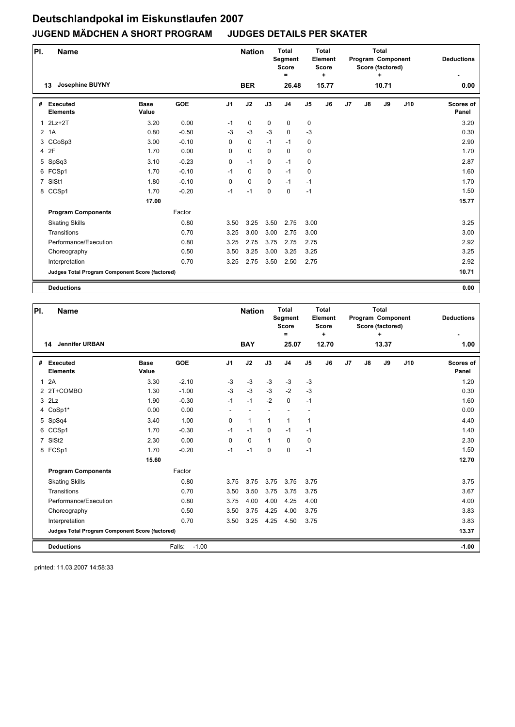# Deutschlandpokal im Eiskunstlaufen 2007

## JUGEND MÄDCHEN A SHORT PROGRAM JUDGES DETAILS PER SKATER

| Pl. | Name | | | Nation | Total Segment Score = | Total Element Score + | Total Program Component Score (factored) + | Deductions - |
|---|---|---|---|---|---|---|---|---|
| 13 | Josephine BUYNY | | | BER | 26.48 | 15.77 | 10.71 | 0.00 |

| # | Executed Elements | Base Value | GOE | J1 | J2 | J3 | J4 | J5 | J6 | J7 | J8 | J9 | J10 | Scores of Panel |
|---|---|---|---|---|---|---|---|---|---|---|---|---|---|---|
| 1 | 2Lz+2T | 3.20 | 0.00 | -1 | 0 | 0 | 0 | 0 | | | | | | 3.20 |
| 2 | 1A | 0.80 | -0.50 | -3 | -3 | -3 | 0 | -3 | | | | | | 0.30 |
| 3 | CCoSp3 | 3.00 | -0.10 | 0 | 0 | -1 | -1 | 0 | | | | | | 2.90 |
| 4 | 2F | 1.70 | 0.00 | 0 | 0 | 0 | 0 | 0 | | | | | | 1.70 |
| 5 | SpSq3 | 3.10 | -0.23 | 0 | -1 | 0 | -1 | 0 | | | | | | 2.87 |
| 6 | FCSp1 | 1.70 | -0.10 | -1 | 0 | 0 | -1 | 0 | | | | | | 1.60 |
| 7 | SlSt1 | 1.80 | -0.10 | 0 | 0 | 0 | -1 | -1 | | | | | | 1.70 |
| 8 | CCSp1 | 1.70 | -0.20 | -1 | -1 | 0 | 0 | -1 | | | | | | 1.50 |
| | | 17.00 | | | | | | | | | | | | 15.77 |
| | **Program Components** | | Factor | | | | | | | | | | | |
| | Skating Skills | | 0.80 | 3.50 | 3.25 | 3.50 | 2.75 | 3.00 | | | | | | 3.25 |
| | Transitions | | 0.70 | 3.25 | 3.00 | 3.00 | 2.75 | 3.00 | | | | | | 3.00 |
| | Performance/Execution | | 0.80 | 3.25 | 2.75 | 3.75 | 2.75 | 2.75 | | | | | | 2.92 |
| | Choreography | | 0.50 | 3.50 | 3.25 | 3.00 | 3.25 | 3.25 | | | | | | 3.25 |
| | Interpretation | | 0.70 | 3.25 | 2.75 | 3.50 | 2.50 | 2.75 | | | | | | 2.92 |
| | **Judges Total Program Component Score (factored)** | | | | | | | | | | | | | 10.71 |
| | **Deductions** | | | | | | | | | | | | | 0.00 |

| Pl. | Name | | | Nation | Total Segment Score = | Total Element Score + | Total Program Component Score (factored) + | Deductions - |
|---|---|---|---|---|---|---|---|---|
| 14 | Jennifer URBAN | | | BAY | 25.07 | 12.70 | 13.37 | 1.00 |

| # | Executed Elements | Base Value | GOE | J1 | J2 | J3 | J4 | J5 | J6 | J7 | J8 | J9 | J10 | Scores of Panel |
|---|---|---|---|---|---|---|---|---|---|---|---|---|---|---|
| 1 | 2A | 3.30 | -2.10 | -3 | -3 | -3 | -3 | -3 | | | | | | 1.20 |
| 2 | 2T+COMBO | 1.30 | -1.00 | -3 | -3 | -3 | -2 | -3 | | | | | | 0.30 |
| 3 | 2Lz | 1.90 | -0.30 | -1 | -1 | -2 | 0 | -1 | | | | | | 1.60 |
| 4 | CoSp1* | 0.00 | 0.00 | - | - | - | - | - | | | | | | 0.00 |
| 5 | SpSq4 | 3.40 | 1.00 | 0 | 1 | 1 | 1 | 1 | | | | | | 4.40 |
| 6 | CCSp1 | 1.70 | -0.30 | -1 | -1 | 0 | -1 | -1 | | | | | | 1.40 |
| 7 | SlSt2 | 2.30 | 0.00 | 0 | 0 | 1 | 0 | 0 | | | | | | 2.30 |
| 8 | FCSp1 | 1.70 | -0.20 | -1 | -1 | 0 | 0 | -1 | | | | | | 1.50 |
| | | 15.60 | | | | | | | | | | | | 12.70 |
| | **Program Components** | | Factor | | | | | | | | | | | |
| | Skating Skills | | 0.80 | 3.75 | 3.75 | 3.75 | 3.75 | 3.75 | | | | | | 3.75 |
| | Transitions | | 0.70 | 3.50 | 3.50 | 3.75 | 3.75 | 3.75 | | | | | | 3.67 |
| | Performance/Execution | | 0.80 | 3.75 | 4.00 | 4.00 | 4.25 | 4.00 | | | | | | 4.00 |
| | Choreography | | 0.50 | 3.50 | 3.75 | 4.25 | 4.00 | 3.75 | | | | | | 3.83 |
| | Interpretation | | 0.70 | 3.50 | 3.25 | 4.25 | 4.50 | 3.75 | | | | | | 3.83 |
| | **Judges Total Program Component Score (factored)** | | | | | | | | | | | | | 13.37 |
| | **Deductions** | | Falls: -1.00 | | | | | | | | | | | -1.00 |

printed: 11.03.2007 14:58:33